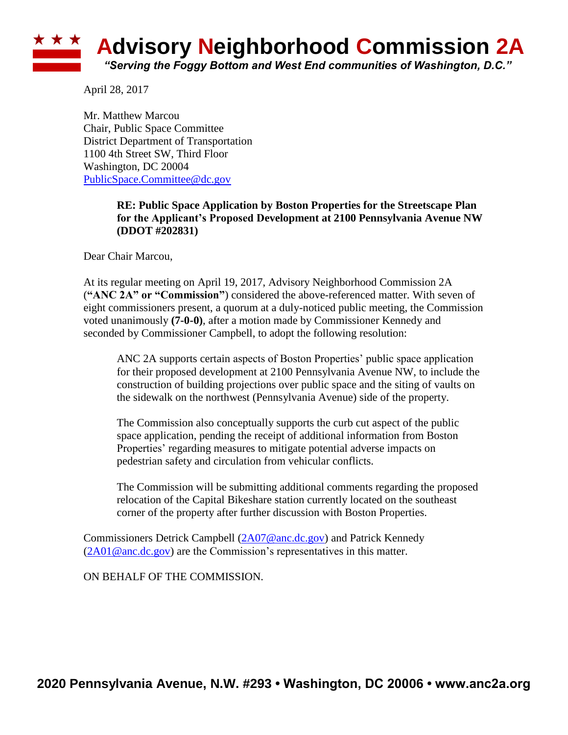# Advisory Neighborhood Commission 2A

*"Serving the Foggy Bottom and West End communities of Washington, D.C."*

April 28, 2017

Mr. Matthew Marcou
Chair, Public Space Committee
District Department of Transportation
1100 4th Street SW, Third Floor
Washington, DC 20004
PublicSpace.Committee@dc.gov

**RE: Public Space Application by Boston Properties for the Streetscape Plan for the Applicant's Proposed Development at 2100 Pennsylvania Avenue NW (DDOT #202831)**

Dear Chair Marcou,

At its regular meeting on April 19, 2017, Advisory Neighborhood Commission 2A (**"ANC 2A" or "Commission"**) considered the above-referenced matter. With seven of eight commissioners present, a quorum at a duly-noticed public meeting, the Commission voted unanimously **(7-0-0)**, after a motion made by Commissioner Kennedy and seconded by Commissioner Campbell, to adopt the following resolution:

> ANC 2A supports certain aspects of Boston Properties' public space application for their proposed development at 2100 Pennsylvania Avenue NW, to include the construction of building projections over public space and the siting of vaults on the sidewalk on the northwest (Pennsylvania Avenue) side of the property.
>
> The Commission also conceptually supports the curb cut aspect of the public space application, pending the receipt of additional information from Boston Properties' regarding measures to mitigate potential adverse impacts on pedestrian safety and circulation from vehicular conflicts.
>
> The Commission will be submitting additional comments regarding the proposed relocation of the Capital Bikeshare station currently located on the southeast corner of the property after further discussion with Boston Properties.

Commissioners Detrick Campbell (2A07@anc.dc.gov) and Patrick Kennedy (2A01@anc.dc.gov) are the Commission's representatives in this matter.

ON BEHALF OF THE COMMISSION.

**2020 Pennsylvania Avenue, N.W. #293 • Washington, DC 20006 • www.anc2a.org**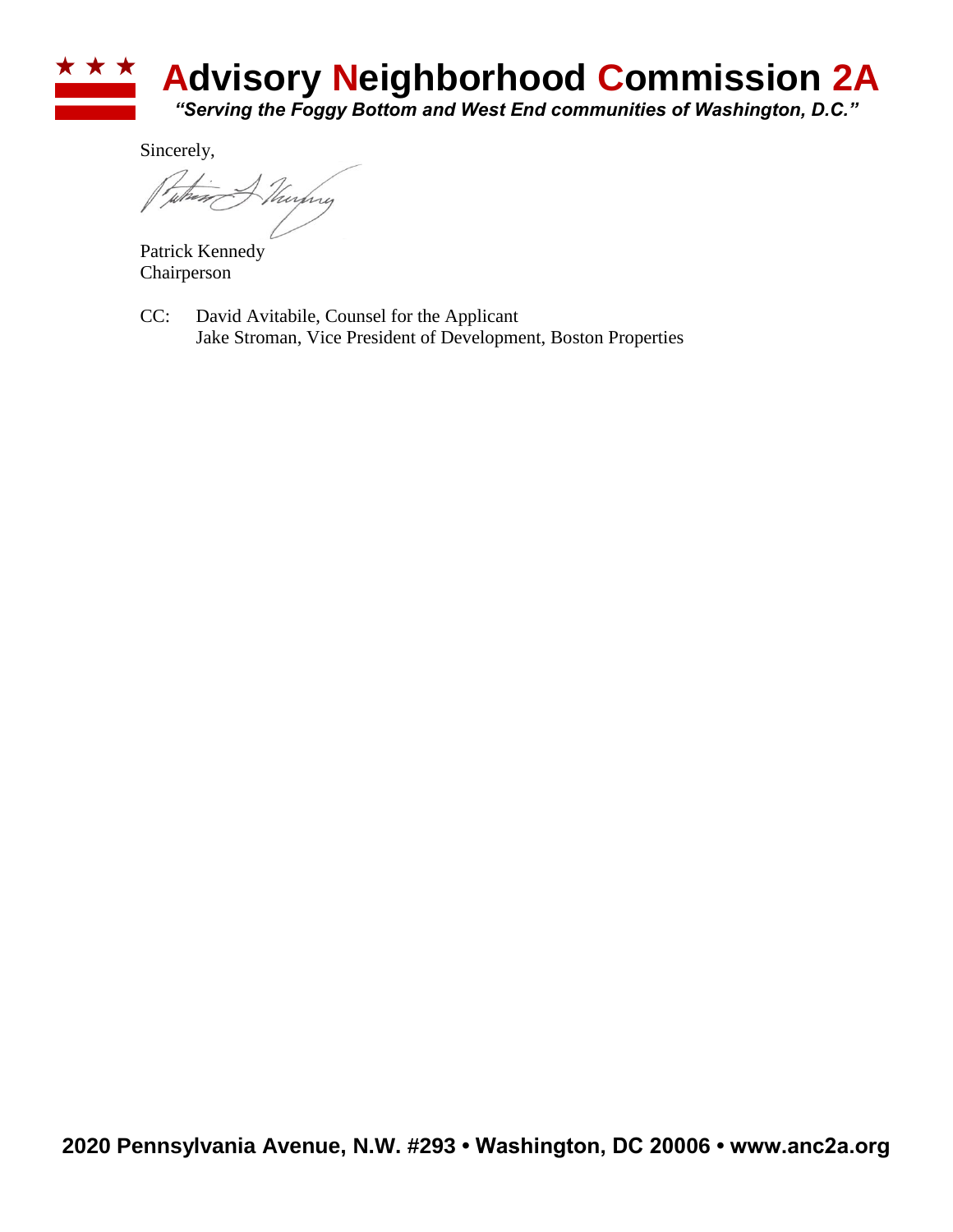Sincerely,

Patrick Kennedy
Chairperson

CC: David Avitabile, Counsel for the Applicant
Jake Stroman, Vice President of Development, Boston Properties